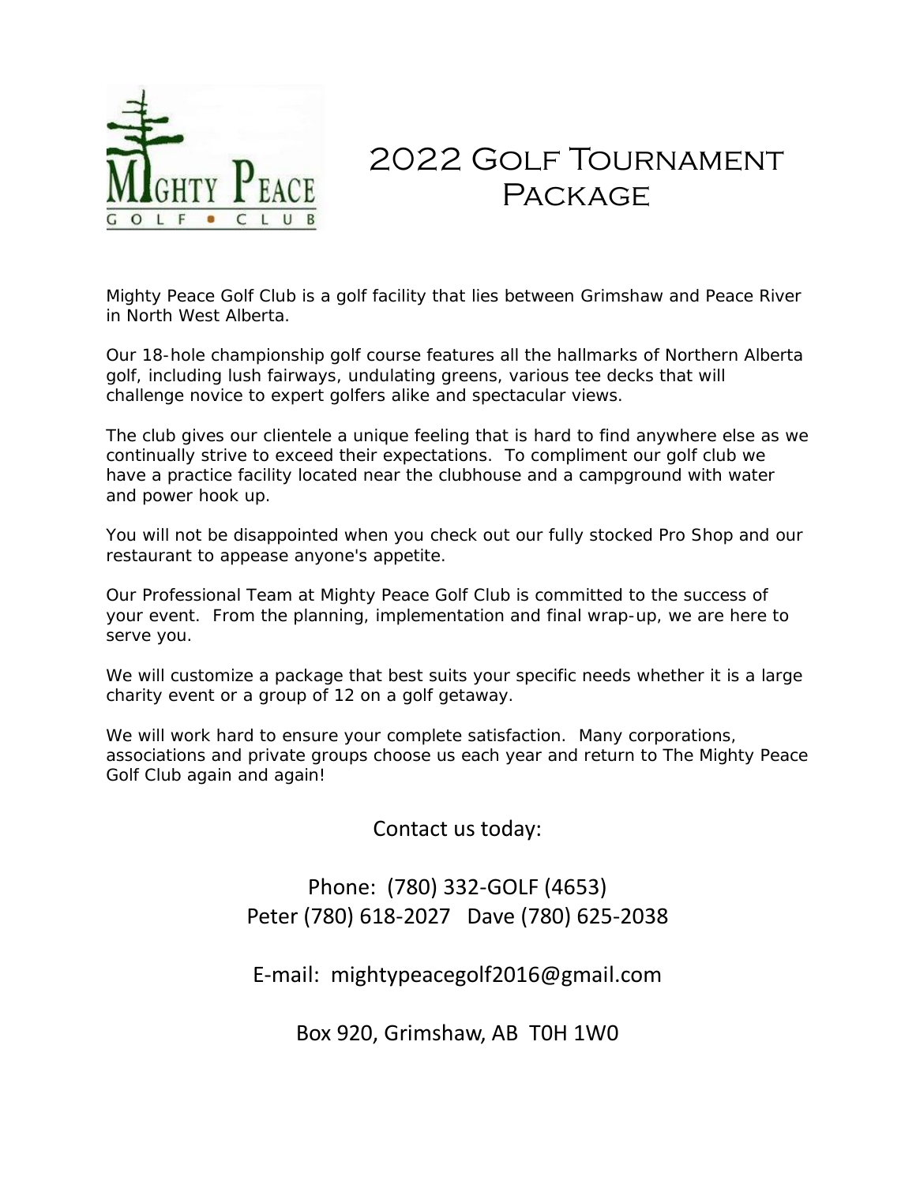# 2022 Golf Tournament Package

Mighty Peace Golf Club is a golf facility that lies between Grimshaw and Peace River in North West Alberta.

Our 18-hole championship golf course features all the hallmarks of Northern Alberta golf, including lush fairways, undulating greens, various tee decks that will challenge novice to expert golfers alike and spectacular views.

The club gives our clientele a unique feeling that is hard to find anywhere else as we continually strive to exceed their expectations. To compliment our golf club we have a practice facility located near the clubhouse and a campground with water and power hook up.

You will not be disappointed when you check out our fully stocked Pro Shop and our restaurant to appease anyone's appetite.

Our Professional Team at Mighty Peace Golf Club is committed to the success of your event. From the planning, implementation and final wrap-up, we are here to serve you.

We will customize a package that best suits your specific needs whether it is a large charity event or a group of 12 on a golf getaway.

We will work hard to ensure your complete satisfaction. Many corporations, associations and private groups choose us each year and return to The Mighty Peace Golf Club again and again!

Contact us today:

Phone: (780) 332-GOLF (4653)
Peter (780) 618-2027 Dave (780) 625-2038

E-mail: mightypeacegolf2016@gmail.com

Box 920, Grimshaw, AB T0H 1W0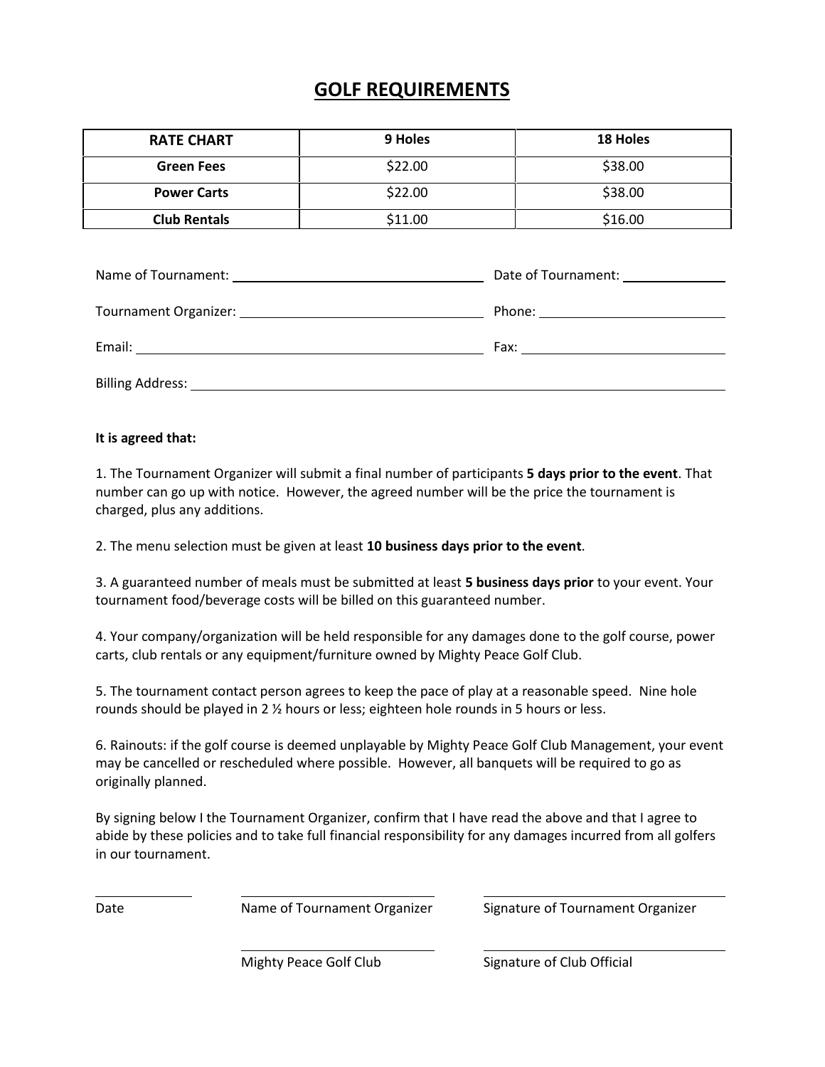# GOLF REQUIREMENTS

| RATE CHART | 9 Holes | 18 Holes |
|---|---|---|
| **Green Fees** | $22.00 | $38.00 |
| **Power Carts** | $22.00 | $38.00 |
| **Club Rentals** | $11.00 | $16.00 |

Name of Tournament: ______________________________ Date of Tournament: ____________

Tournament Organizer: ______________________________ Phone: ______________________

Email: ______________________________________ Fax: ________________________

Billing Address: ________________________________________________________________

**It is agreed that:**

1. The Tournament Organizer will submit a final number of participants **5 days prior to the event**. That number can go up with notice. However, the agreed number will be the price the tournament is charged, plus any additions.

2. The menu selection must be given at least **10 business days prior to the event**.

3. A guaranteed number of meals must be submitted at least **5 business days prior** to your event. Your tournament food/beverage costs will be billed on this guaranteed number.

4. Your company/organization will be held responsible for any damages done to the golf course, power carts, club rentals or any equipment/furniture owned by Mighty Peace Golf Club.

5. The tournament contact person agrees to keep the pace of play at a reasonable speed. Nine hole rounds should be played in 2 ½ hours or less; eighteen hole rounds in 5 hours or less.

6. Rainouts: if the golf course is deemed unplayable by Mighty Peace Golf Club Management, your event may be cancelled or rescheduled where possible. However, all banquets will be required to go as originally planned.

By signing below I the Tournament Organizer, confirm that I have read the above and that I agree to abide by these policies and to take full financial responsibility for any damages incurred from all golfers in our tournament.

____________ ________________________ ______________________________

Date Name of Tournament Organizer Signature of Tournament Organizer

________________________ ______________________________

Mighty Peace Golf Club Signature of Club Official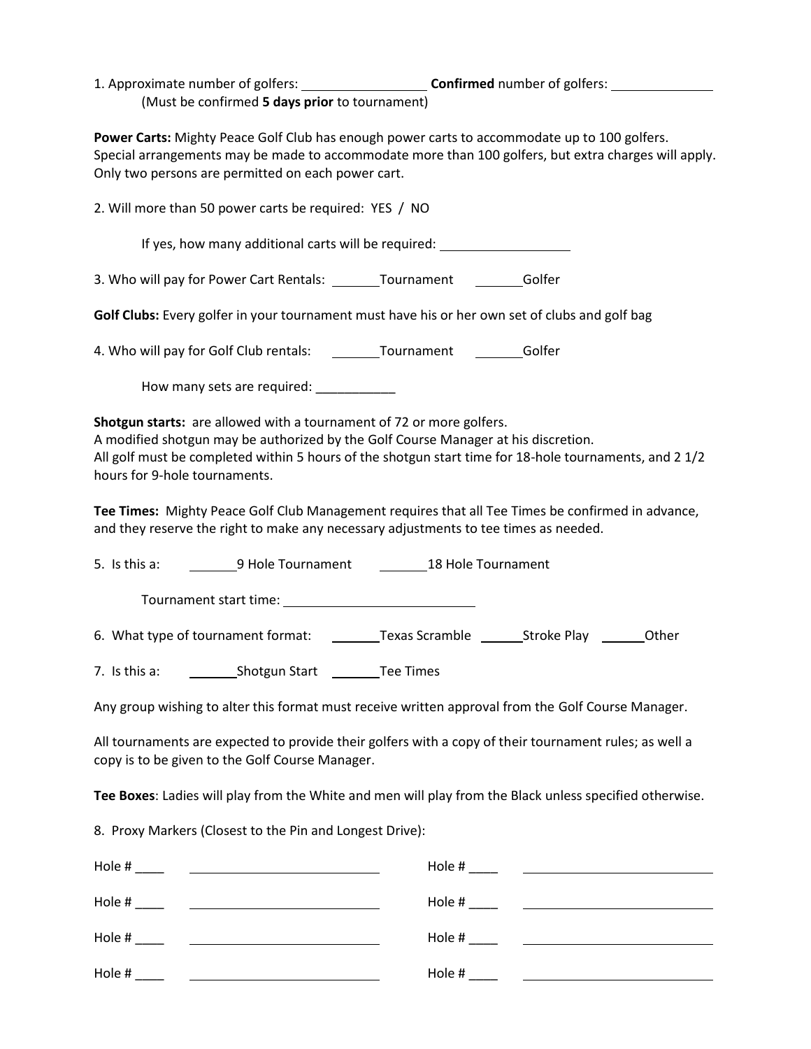1. Approximate number of golfers: ________________ **Confirmed** number of golfers: ______________
   (Must be confirmed **5 days prior** to tournament)

**Power Carts:** Mighty Peace Golf Club has enough power carts to accommodate up to 100 golfers. Special arrangements may be made to accommodate more than 100 golfers, but extra charges will apply. Only two persons are permitted on each power cart.

2. Will more than 50 power carts be required: YES / NO

   If yes, how many additional carts will be required: ________________

3. Who will pay for Power Cart Rentals: _______Tournament _______Golfer

**Golf Clubs:** Every golfer in your tournament must have his or her own set of clubs and golf bag

4. Who will pay for Golf Club rentals: _______Tournament _______Golfer

   How many sets are required: ___________

**Shotgun starts:** are allowed with a tournament of 72 or more golfers.
A modified shotgun may be authorized by the Golf Course Manager at his discretion.
All golf must be completed within 5 hours of the shotgun start time for 18-hole tournaments, and 2 1/2 hours for 9-hole tournaments.

**Tee Times:** Mighty Peace Golf Club Management requires that all Tee Times be confirmed in advance, and they reserve the right to make any necessary adjustments to tee times as needed.

5. Is this a: _______9 Hole Tournament _______18 Hole Tournament

   Tournament start time: ________________________

6. What type of tournament format: _______Texas Scramble _______Stroke Play _______Other

7. Is this a: _______Shotgun Start _______Tee Times

Any group wishing to alter this format must receive written approval from the Golf Course Manager.

All tournaments are expected to provide their golfers with a copy of their tournament rules; as well a copy is to be given to the Golf Course Manager.

**Tee Boxes**: Ladies will play from the White and men will play from the Black unless specified otherwise.

8. Proxy Markers (Closest to the Pin and Longest Drive):

Hole # ____ ________________________ Hole # ____ ________________________

Hole # ____ ________________________ Hole # ____ ________________________

Hole # ____ ________________________ Hole # ____ ________________________

Hole # ____ ________________________ Hole # ____ ________________________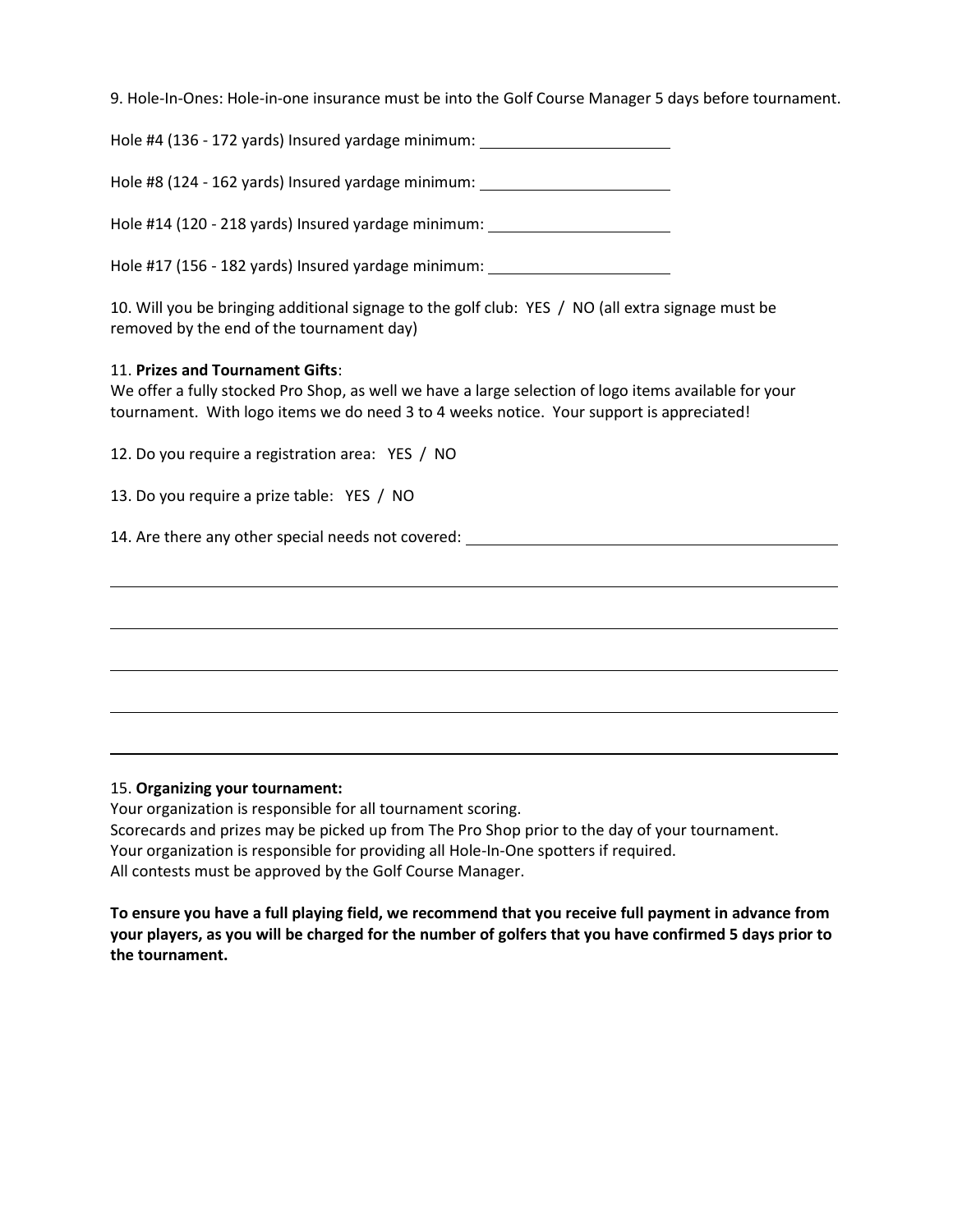9. Hole-In-Ones: Hole-in-one insurance must be into the Golf Course Manager 5 days before tournament.

Hole #4 (136 - 172 yards) Insured yardage minimum: ______________________

Hole #8 (124 - 162 yards) Insured yardage minimum: ______________________

Hole #14 (120 - 218 yards) Insured yardage minimum: ______________________

Hole #17 (156 - 182 yards) Insured yardage minimum: ______________________

10. Will you be bringing additional signage to the golf club: YES / NO (all extra signage must be removed by the end of the tournament day)

11. **Prizes and Tournament Gifts**:
We offer a fully stocked Pro Shop, as well we have a large selection of logo items available for your tournament. With logo items we do need 3 to 4 weeks notice. Your support is appreciated!

12. Do you require a registration area: YES / NO

13. Do you require a prize table: YES / NO

14. Are there any other special needs not covered: ______________________________________________

____________________________________________________________________________________

____________________________________________________________________________________

____________________________________________________________________________________

____________________________________________________________________________________

____________________________________________________________________________________

15. **Organizing your tournament:**
Your organization is responsible for all tournament scoring.
Scorecards and prizes may be picked up from The Pro Shop prior to the day of your tournament.
Your organization is responsible for providing all Hole-In-One spotters if required.
All contests must be approved by the Golf Course Manager.

**To ensure you have a full playing field, we recommend that you receive full payment in advance from your players, as you will be charged for the number of golfers that you have confirmed 5 days prior to the tournament.**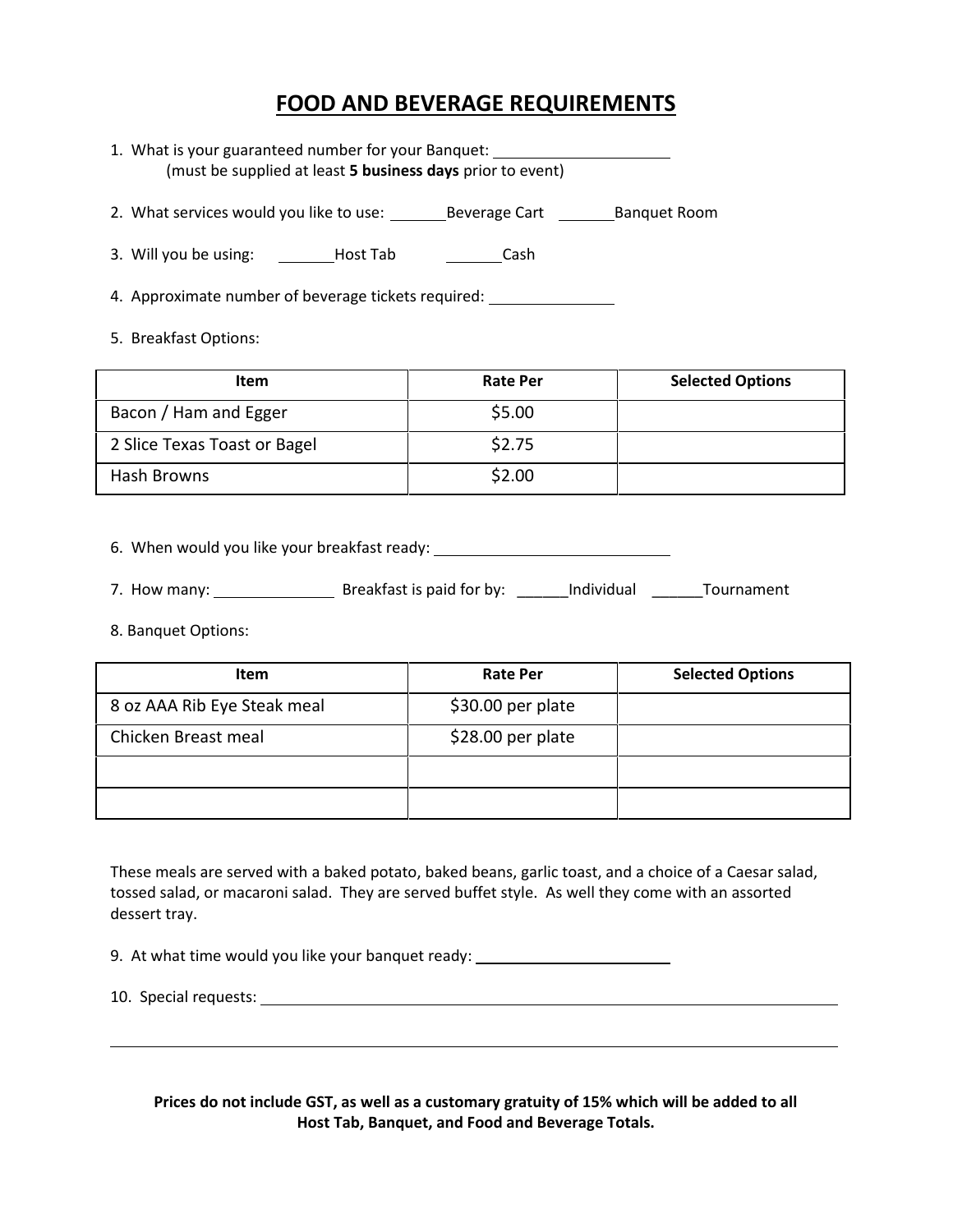# FODD AND BEVERAGE REQUIREMENTS

1. What is your guaranteed number for your Banquet: ____________________
   (must be supplied at least **5 business days** prior to event)

2. What services would you like to use: _______Beverage Cart _______Banquet Room

3. Will you be using: _______Host Tab _______Cash

4. Approximate number of beverage tickets required: ______________

5. Breakfast Options:

| Item | Rate Per | Selected Options |
|---|---|---|
| Bacon / Ham and Egger | $5.00 | |
| 2 Slice Texas Toast or Bagel | $2.75 | |
| Hash Browns | $2.00 | |

6. When would you like your breakfast ready: ____________________________

7. How many: ______________ Breakfast is paid for by: ______Individual ______Tournament

8. Banquet Options:

| Item | Rate Per | Selected Options |
|---|---|---|
| 8 oz AAA Rib Eye Steak meal | $30.00 per plate | |
| Chicken Breast meal | $28.00 per plate | |
| | | |
| | | |

These meals are served with a baked potato, baked beans, garlic toast, and a choice of a Caesar salad, tossed salad, or macaroni salad. They are served buffet style. As well they come with an assorted dessert tray.

9. At what time would you like your banquet ready: ______________________

10. Special requests: ______________________________________________________________________

______________________________________________________________________________________

**Prices do not include GST, as well as a customary gratuity of 15% which will be added to all Host Tab, Banquet, and Food and Beverage Totals.**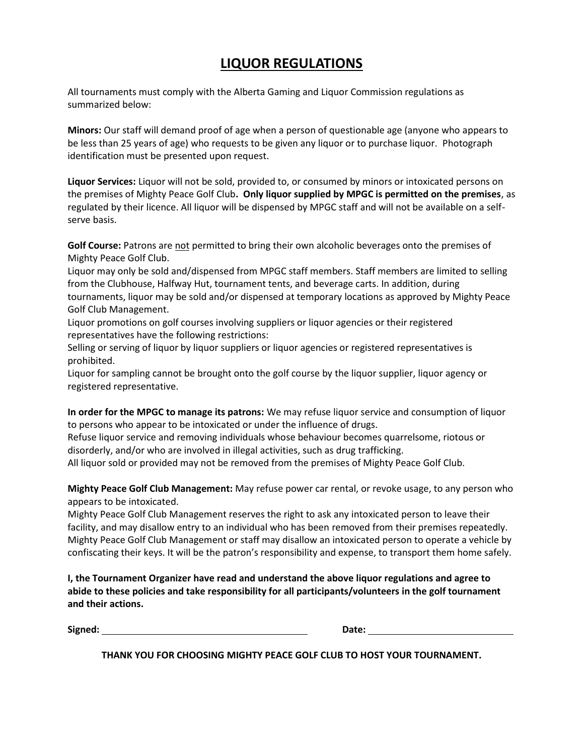# LIQUOR REGULATIONS

All tournaments must comply with the Alberta Gaming and Liquor Commission regulations as summarized below:

**Minors:** Our staff will demand proof of age when a person of questionable age (anyone who appears to be less than 25 years of age) who requests to be given any liquor or to purchase liquor. Photograph identification must be presented upon request.

**Liquor Services:** Liquor will not be sold, provided to, or consumed by minors or intoxicated persons on the premises of Mighty Peace Golf Club**. Only liquor supplied by MPGC is permitted on the premises**, as regulated by their licence. All liquor will be dispensed by MPGC staff and will not be available on a self-serve basis.

**Golf Course:** Patrons are <u>not</u> permitted to bring their own alcoholic beverages onto the premises of Mighty Peace Golf Club.

Liquor may only be sold and/dispensed from MPGC staff members. Staff members are limited to selling from the Clubhouse, Halfway Hut, tournament tents, and beverage carts. In addition, during tournaments, liquor may be sold and/or dispensed at temporary locations as approved by Mighty Peace Golf Club Management.

Liquor promotions on golf courses involving suppliers or liquor agencies or their registered representatives have the following restrictions:

Selling or serving of liquor by liquor suppliers or liquor agencies or registered representatives is prohibited.

Liquor for sampling cannot be brought onto the golf course by the liquor supplier, liquor agency or registered representative.

**In order for the MPGC to manage its patrons:** We may refuse liquor service and consumption of liquor to persons who appear to be intoxicated or under the influence of drugs.

Refuse liquor service and removing individuals whose behaviour becomes quarrelsome, riotous or disorderly, and/or who are involved in illegal activities, such as drug trafficking.

All liquor sold or provided may not be removed from the premises of Mighty Peace Golf Club.

**Mighty Peace Golf Club Management:** May refuse power car rental, or revoke usage, to any person who appears to be intoxicated.

Mighty Peace Golf Club Management reserves the right to ask any intoxicated person to leave their facility, and may disallow entry to an individual who has been removed from their premises repeatedly.

Mighty Peace Golf Club Management or staff may disallow an intoxicated person to operate a vehicle by confiscating their keys. It will be the patron's responsibility and expense, to transport them home safely.

**I, the Tournament Organizer have read and understand the above liquor regulations and agree to abide to these policies and take responsibility for all participants/volunteers in the golf tournament and their actions.**

**Signed:** ______________________________ **Date:** ______________________

**THANK YOU FOR CHOOSING MIGHTY PEACE GOLF CLUB TO HOST YOUR TOURNAMENT.**